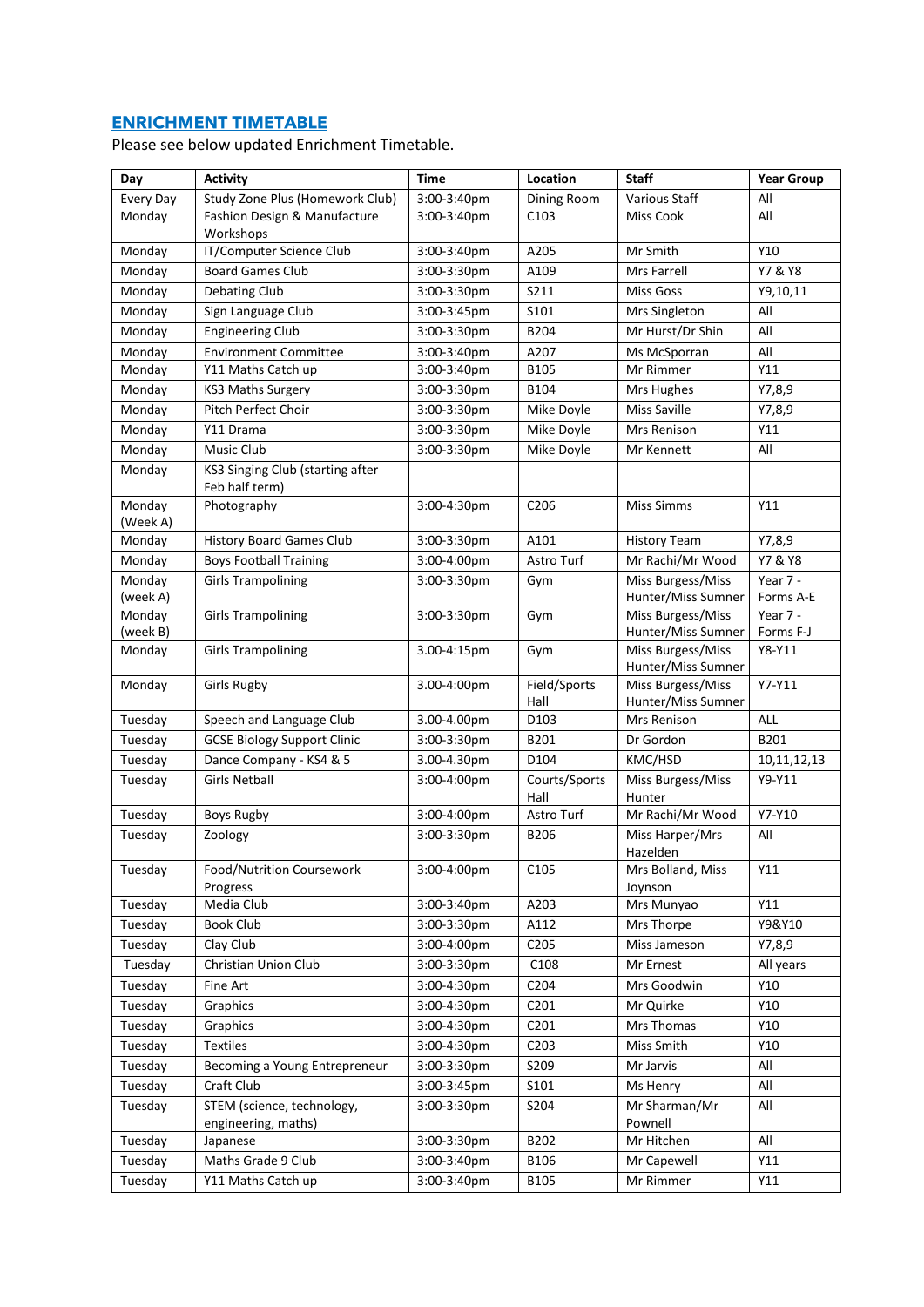## ENRICHMENT TIMETABLE

Please see below updated Enrichment Timetable.

| Day | Activity | Time | Location | Staff | Year Group |
|---|---|---|---|---|---|
| Every Day | Study Zone Plus (Homework Club) | 3:00-3:40pm | Dining Room | Various Staff | All |
| Monday | Fashion Design & Manufacture Workshops | 3:00-3:40pm | C103 | Miss Cook | All |
| Monday | IT/Computer Science Club | 3:00-3:40pm | A205 | Mr Smith | Y10 |
| Monday | Board Games Club | 3:00-3:30pm | A109 | Mrs Farrell | Y7 & Y8 |
| Monday | Debating Club | 3:00-3:30pm | S211 | Miss Goss | Y9,10,11 |
| Monday | Sign Language Club | 3:00-3:45pm | S101 | Mrs Singleton | All |
| Monday | Engineering Club | 3:00-3:30pm | B204 | Mr Hurst/Dr Shin | All |
| Monday | Environment Committee | 3:00-3:40pm | A207 | Ms McSporran | All |
| Monday | Y11 Maths Catch up | 3:00-3:40pm | B105 | Mr Rimmer | Y11 |
| Monday | KS3 Maths Surgery | 3:00-3:30pm | B104 | Mrs Hughes | Y7,8,9 |
| Monday | Pitch Perfect Choir | 3:00-3:30pm | Mike Doyle | Miss Saville | Y7,8,9 |
| Monday | Y11 Drama | 3:00-3:30pm | Mike Doyle | Mrs Renison | Y11 |
| Monday | Music Club | 3:00-3:30pm | Mike Doyle | Mr Kennett | All |
| Monday | KS3 Singing Club (starting after Feb half term) | | | | |
| Monday (Week A) | Photography | 3:00-4:30pm | C206 | Miss Simms | Y11 |
| Monday | History Board Games Club | 3:00-3:30pm | A101 | History Team | Y7,8,9 |
| Monday | Boys Football Training | 3:00-4:00pm | Astro Turf | Mr Rachi/Mr Wood | Y7 & Y8 |
| Monday (week A) | Girls Trampolining | 3:00-3:30pm | Gym | Miss Burgess/Miss Hunter/Miss Sumner | Year 7 - Forms A-E |
| Monday (week B) | Girls Trampolining | 3:00-3:30pm | Gym | Miss Burgess/Miss Hunter/Miss Sumner | Year 7 - Forms F-J |
| Monday | Girls Trampolining | 3.00-4:15pm | Gym | Miss Burgess/Miss Hunter/Miss Sumner | Y8-Y11 |
| Monday | Girls Rugby | 3.00-4:00pm | Field/Sports Hall | Miss Burgess/Miss Hunter/Miss Sumner | Y7-Y11 |
| Tuesday | Speech and Language Club | 3.00-4.00pm | D103 | Mrs Renison | ALL |
| Tuesday | GCSE Biology Support Clinic | 3:00-3:30pm | B201 | Dr Gordon | B201 |
| Tuesday | Dance Company - KS4 & 5 | 3.00-4.30pm | D104 | KMC/HSD | 10,11,12,13 |
| Tuesday | Girls Netball | 3:00-4:00pm | Courts/Sports Hall | Miss Burgess/Miss Hunter | Y9-Y11 |
| Tuesday | Boys Rugby | 3:00-4:00pm | Astro Turf | Mr Rachi/Mr Wood | Y7-Y10 |
| Tuesday | Zoology | 3:00-3:30pm | B206 | Miss Harper/Mrs Hazelden | All |
| Tuesday | Food/Nutrition Coursework Progress | 3:00-4:00pm | C105 | Mrs Bolland, Miss Joynson | Y11 |
| Tuesday | Media Club | 3:00-3:40pm | A203 | Mrs Munyao | Y11 |
| Tuesday | Book Club | 3:00-3:30pm | A112 | Mrs Thorpe | Y9&Y10 |
| Tuesday | Clay Club | 3:00-4:00pm | C205 | Miss Jameson | Y7,8,9 |
| Tuesday | Christian Union Club | 3:00-3:30pm | C108 | Mr Ernest | All years |
| Tuesday | Fine Art | 3:00-4:30pm | C204 | Mrs Goodwin | Y10 |
| Tuesday | Graphics | 3:00-4:30pm | C201 | Mr Quirke | Y10 |
| Tuesday | Graphics | 3:00-4:30pm | C201 | Mrs Thomas | Y10 |
| Tuesday | Textiles | 3:00-4:30pm | C203 | Miss Smith | Y10 |
| Tuesday | Becoming a Young Entrepreneur | 3:00-3:30pm | S209 | Mr Jarvis | All |
| Tuesday | Craft Club | 3:00-3:45pm | S101 | Ms Henry | All |
| Tuesday | STEM (science, technology, engineering, maths) | 3:00-3:30pm | S204 | Mr Sharman/Mr Pownell | All |
| Tuesday | Japanese | 3:00-3:30pm | B202 | Mr Hitchen | All |
| Tuesday | Maths Grade 9 Club | 3:00-3:40pm | B106 | Mr Capewell | Y11 |
| Tuesday | Y11 Maths Catch up | 3:00-3:40pm | B105 | Mr Rimmer | Y11 |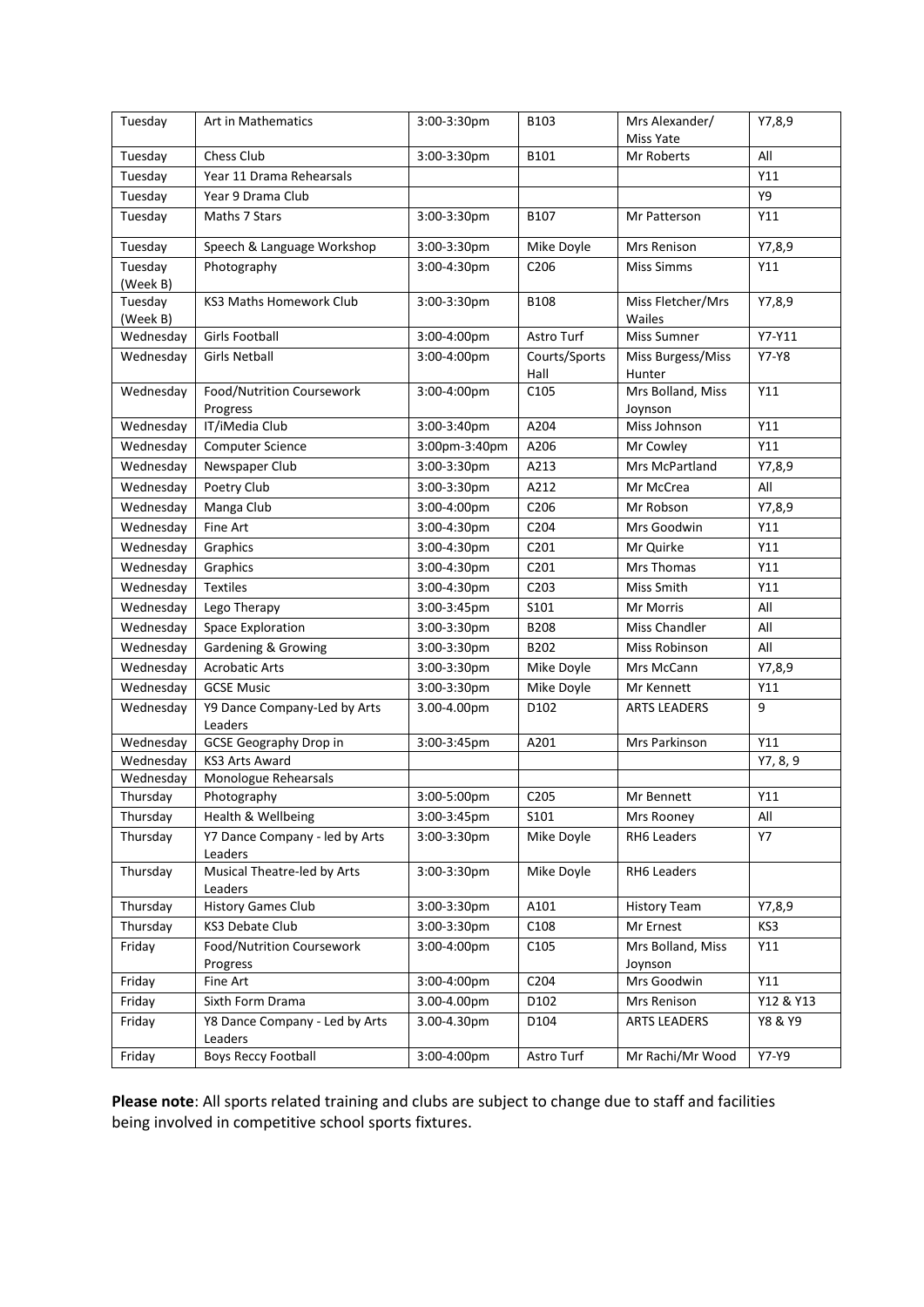| | | | | | |
|---|---|---|---|---|---|
| Tuesday | Art in Mathematics | 3:00-3:30pm | B103 | Mrs Alexander/ Miss Yate | Y7,8,9 |
| Tuesday | Chess Club | 3:00-3:30pm | B101 | Mr Roberts | All |
| Tuesday | Year 11 Drama Rehearsals | | | | Y11 |
| Tuesday | Year 9 Drama Club | | | | Y9 |
| Tuesday | Maths 7 Stars | 3:00-3:30pm | B107 | Mr Patterson | Y11 |
| Tuesday | Speech & Language Workshop | 3:00-3:30pm | Mike Doyle | Mrs Renison | Y7,8,9 |
| Tuesday (Week B) | Photography | 3:00-4:30pm | C206 | Miss Simms | Y11 |
| Tuesday (Week B) | KS3 Maths Homework Club | 3:00-3:30pm | B108 | Miss Fletcher/Mrs Wailes | Y7,8,9 |
| Wednesday | Girls Football | 3:00-4:00pm | Astro Turf | Miss Sumner | Y7-Y11 |
| Wednesday | Girls Netball | 3:00-4:00pm | Courts/Sports Hall | Miss Burgess/Miss Hunter | Y7-Y8 |
| Wednesday | Food/Nutrition Coursework Progress | 3:00-4:00pm | C105 | Mrs Bolland, Miss Joynson | Y11 |
| Wednesday | IT/iMedia Club | 3:00-3:40pm | A204 | Miss Johnson | Y11 |
| Wednesday | Computer Science | 3:00pm-3:40pm | A206 | Mr Cowley | Y11 |
| Wednesday | Newspaper Club | 3:00-3:30pm | A213 | Mrs McPartland | Y7,8,9 |
| Wednesday | Poetry Club | 3:00-3:30pm | A212 | Mr McCrea | All |
| Wednesday | Manga Club | 3:00-4:00pm | C206 | Mr Robson | Y7,8,9 |
| Wednesday | Fine Art | 3:00-4:30pm | C204 | Mrs Goodwin | Y11 |
| Wednesday | Graphics | 3:00-4:30pm | C201 | Mr Quirke | Y11 |
| Wednesday | Graphics | 3:00-4:30pm | C201 | Mrs Thomas | Y11 |
| Wednesday | Textiles | 3:00-4:30pm | C203 | Miss Smith | Y11 |
| Wednesday | Lego Therapy | 3:00-3:45pm | S101 | Mr Morris | All |
| Wednesday | Space Exploration | 3:00-3:30pm | B208 | Miss Chandler | All |
| Wednesday | Gardening & Growing | 3:00-3:30pm | B202 | Miss Robinson | All |
| Wednesday | Acrobatic Arts | 3:00-3:30pm | Mike Doyle | Mrs McCann | Y7,8,9 |
| Wednesday | GCSE Music | 3:00-3:30pm | Mike Doyle | Mr Kennett | Y11 |
| Wednesday | Y9 Dance Company-Led by Arts Leaders | 3.00-4.00pm | D102 | ARTS LEADERS | 9 |
| Wednesday | GCSE Geography Drop in | 3:00-3:45pm | A201 | Mrs Parkinson | Y11 |
| Wednesday | KS3 Arts Award | | | | Y7, 8, 9 |
| Wednesday | Monologue Rehearsals | | | | |
| Thursday | Photography | 3:00-5:00pm | C205 | Mr Bennett | Y11 |
| Thursday | Health & Wellbeing | 3:00-3:45pm | S101 | Mrs Rooney | All |
| Thursday | Y7 Dance Company - led by Arts Leaders | 3:00-3:30pm | Mike Doyle | RH6 Leaders | Y7 |
| Thursday | Musical Theatre-led by Arts Leaders | 3:00-3:30pm | Mike Doyle | RH6 Leaders | |
| Thursday | History Games Club | 3:00-3:30pm | A101 | History Team | Y7,8,9 |
| Thursday | KS3 Debate Club | 3:00-3:30pm | C108 | Mr Ernest | KS3 |
| Friday | Food/Nutrition Coursework Progress | 3:00-4:00pm | C105 | Mrs Bolland, Miss Joynson | Y11 |
| Friday | Fine Art | 3:00-4:00pm | C204 | Mrs Goodwin | Y11 |
| Friday | Sixth Form Drama | 3.00-4.00pm | D102 | Mrs Renison | Y12 & Y13 |
| Friday | Y8 Dance Company - Led by Arts Leaders | 3.00-4.30pm | D104 | ARTS LEADERS | Y8 & Y9 |
| Friday | Boys Reccy Football | 3:00-4:00pm | Astro Turf | Mr Rachi/Mr Wood | Y7-Y9 |

**Please note**: All sports related training and clubs are subject to change due to staff and facilities being involved in competitive school sports fixtures.